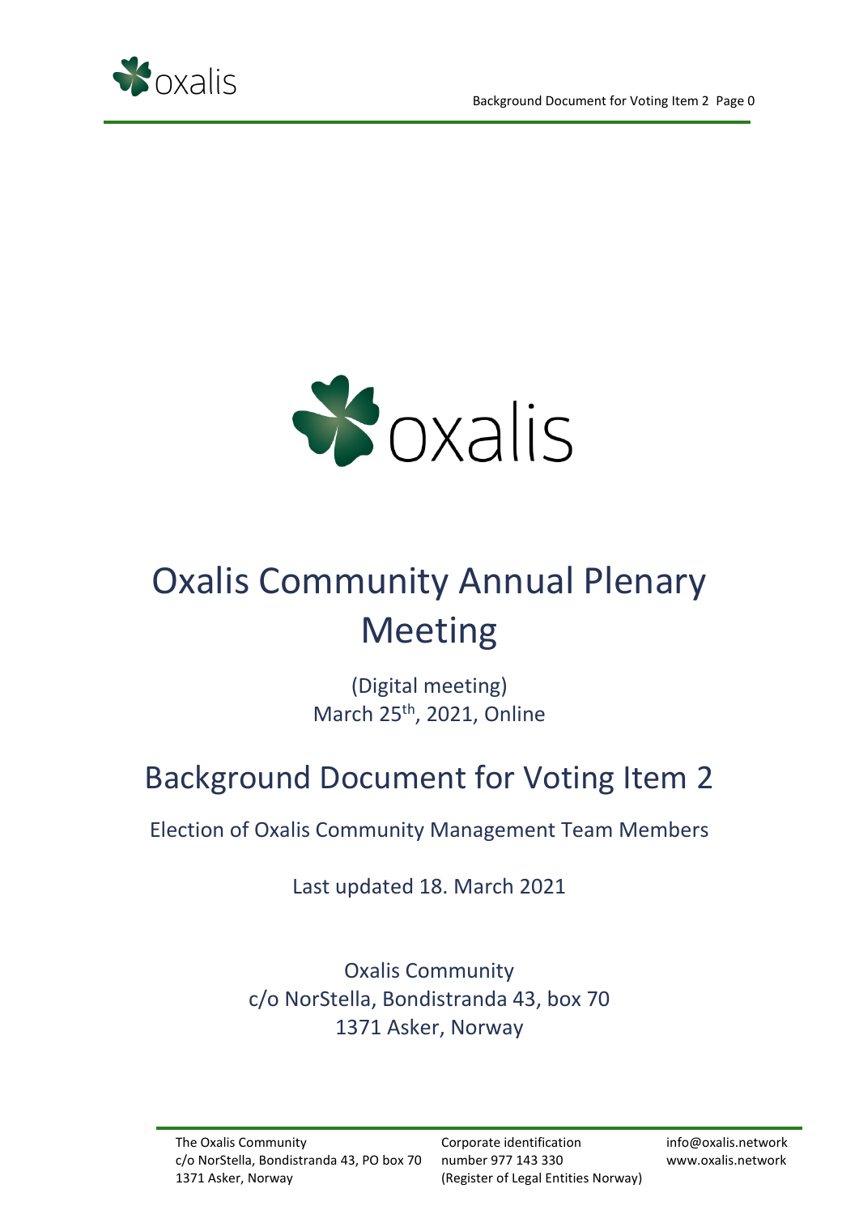# Oxalis Community Annual Plenary Meeting

(Digital meeting)
March 25th, 2021, Online

## Background Document for Voting Item 2

Election of Oxalis Community Management Team Members

Last updated 18. March 2021

Oxalis Community
c/o NorStella, Bondistranda 43, box 70
1371 Asker, Norway

The Oxalis Community
c/o NorStella, Bondistranda 43, PO box 70
1371 Asker, Norway

Corporate identification number 977 143 330
(Register of Legal Entities Norway)

info@oxalis.network
www.oxalis.network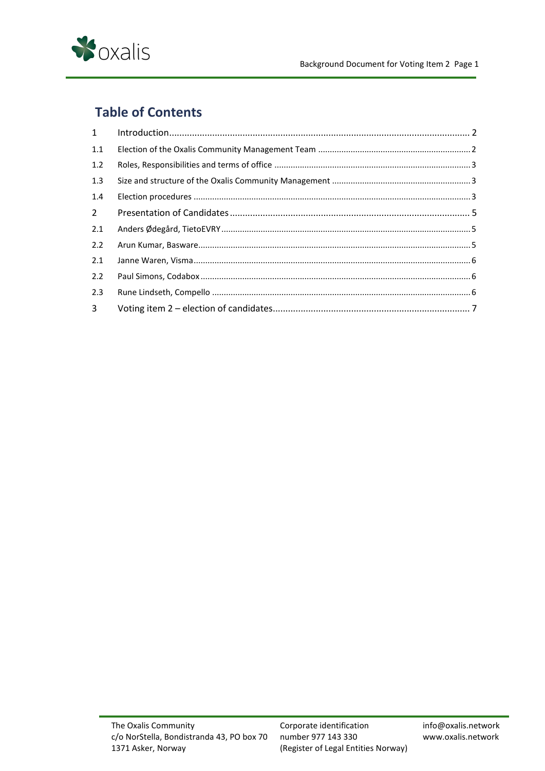# Table of Contents

| | | |
|---|---|---|
| 1 | Introduction | 2 |
| 1.1 | Election of the Oxalis Community Management Team | 2 |
| 1.2 | Roles, Responsibilities and terms of office | 3 |
| 1.3 | Size and structure of the Oxalis Community Management | 3 |
| 1.4 | Election procedures | 3 |
| 2 | Presentation of Candidates | 5 |
| 2.1 | Anders Ødegård, TietoEVRY | 5 |
| 2.2 | Arun Kumar, Basware | 5 |
| 2.1 | Janne Waren, Visma | 6 |
| 2.2 | Paul Simons, Codabox | 6 |
| 2.3 | Rune Lindseth, Compello | 6 |
| 3 | Voting item 2 – election of candidates | 7 |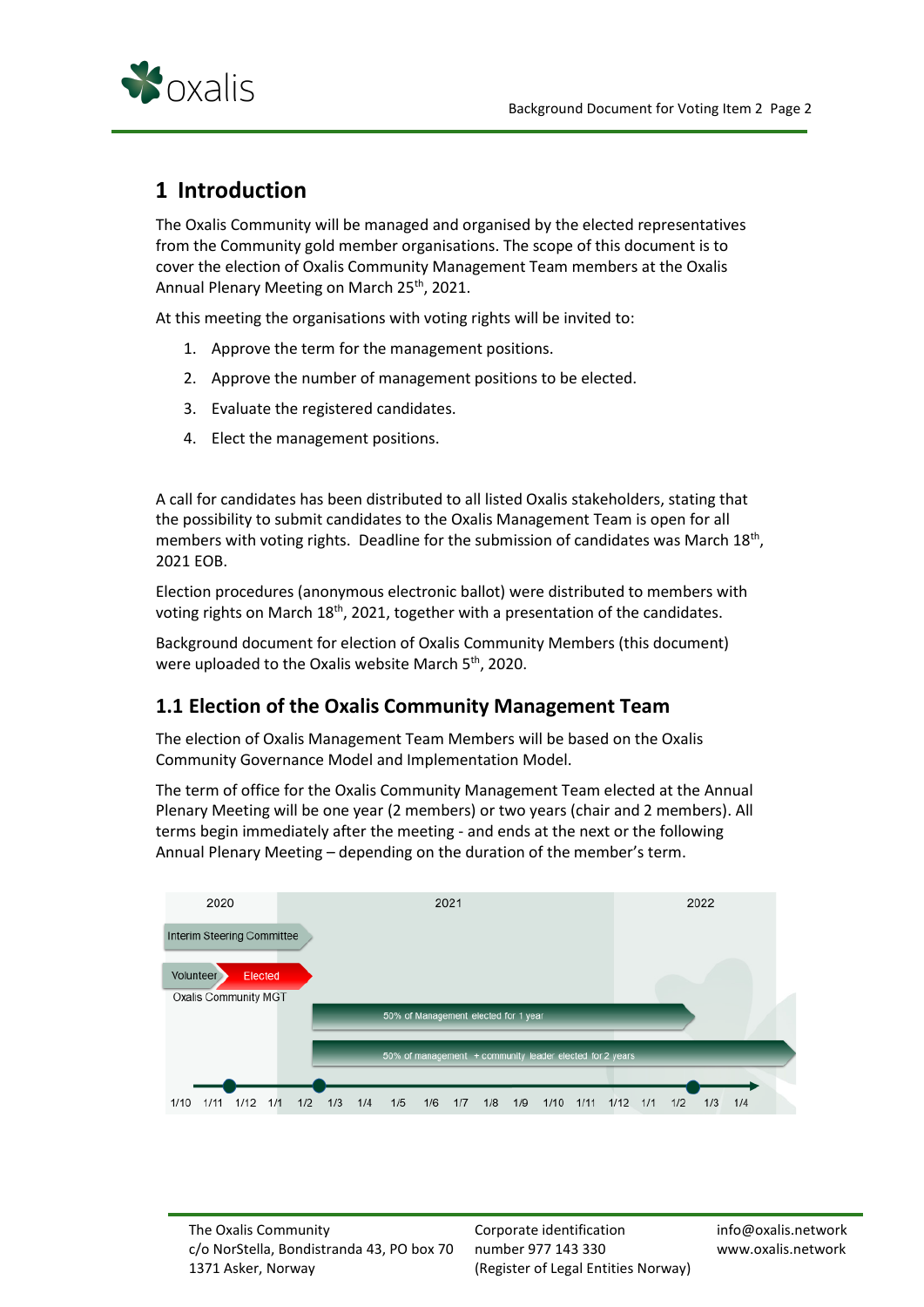# 1 Introduction

The Oxalis Community will be managed and organised by the elected representatives from the Community gold member organisations. The scope of this document is to cover the election of Oxalis Community Management Team members at the Oxalis Annual Plenary Meeting on March 25th, 2021.

At this meeting the organisations with voting rights will be invited to:

1. Approve the term for the management positions.
2. Approve the number of management positions to be elected.
3. Evaluate the registered candidates.
4. Elect the management positions.

A call for candidates has been distributed to all listed Oxalis stakeholders, stating that the possibility to submit candidates to the Oxalis Management Team is open for all members with voting rights. Deadline for the submission of candidates was March 18th, 2021 EOB.

Election procedures (anonymous electronic ballot) were distributed to members with voting rights on March 18th, 2021, together with a presentation of the candidates.

Background document for election of Oxalis Community Members (this document) were uploaded to the Oxalis website March 5th, 2020.

## 1.1 Election of the Oxalis Community Management Team

The election of Oxalis Management Team Members will be based on the Oxalis Community Governance Model and Implementation Model.

The term of office for the Oxalis Community Management Team elected at the Annual Plenary Meeting will be one year (2 members) or two years (chair and 2 members). All terms begin immediately after the meeting - and ends at the next or the following Annual Plenary Meeting – depending on the duration of the member's term.

2020 | 2021 | 2022

Interim Steering Committee

Volunteer | Elected

Oxalis Community MGT

50% of Management elected for 1 year

50% of management + community leader elected for 2 years

1/10 1/11 1/12 1/1 1/2 1/3 1/4 1/5 1/6 1/7 1/8 1/9 1/10 1/11 1/12 1/1 1/2 1/3 1/4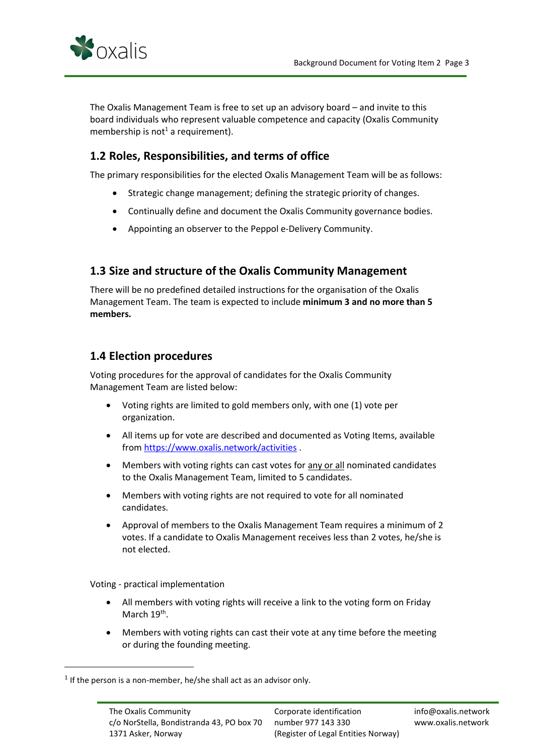The Oxalis Management Team is free to set up an advisory board – and invite to this board individuals who represent valuable competence and capacity (Oxalis Community membership is not[1] a requirement).

## 1.2 Roles, Responsibilities, and terms of office

The primary responsibilities for the elected Oxalis Management Team will be as follows:

- Strategic change management; defining the strategic priority of changes.
- Continually define and document the Oxalis Community governance bodies.
- Appointing an observer to the Peppol e-Delivery Community.

## 1.3 Size and structure of the Oxalis Community Management

There will be no predefined detailed instructions for the organisation of the Oxalis Management Team. The team is expected to include **minimum 3 and no more than 5 members.**

## 1.4 Election procedures

Voting procedures for the approval of candidates for the Oxalis Community Management Team are listed below:

- Voting rights are limited to gold members only, with one (1) vote per organization.
- All items up for vote are described and documented as Voting Items, available from https://www.oxalis.network/activities .
- Members with voting rights can cast votes for any or all nominated candidates to the Oxalis Management Team, limited to 5 candidates.
- Members with voting rights are not required to vote for all nominated candidates.
- Approval of members to the Oxalis Management Team requires a minimum of 2 votes. If a candidate to Oxalis Management receives less than 2 votes, he/she is not elected.

Voting - practical implementation

- All members with voting rights will receive a link to the voting form on Friday March 19th.
- Members with voting rights can cast their vote at any time before the meeting or during the founding meeting.

[1] If the person is a non-member, he/she shall act as an advisor only.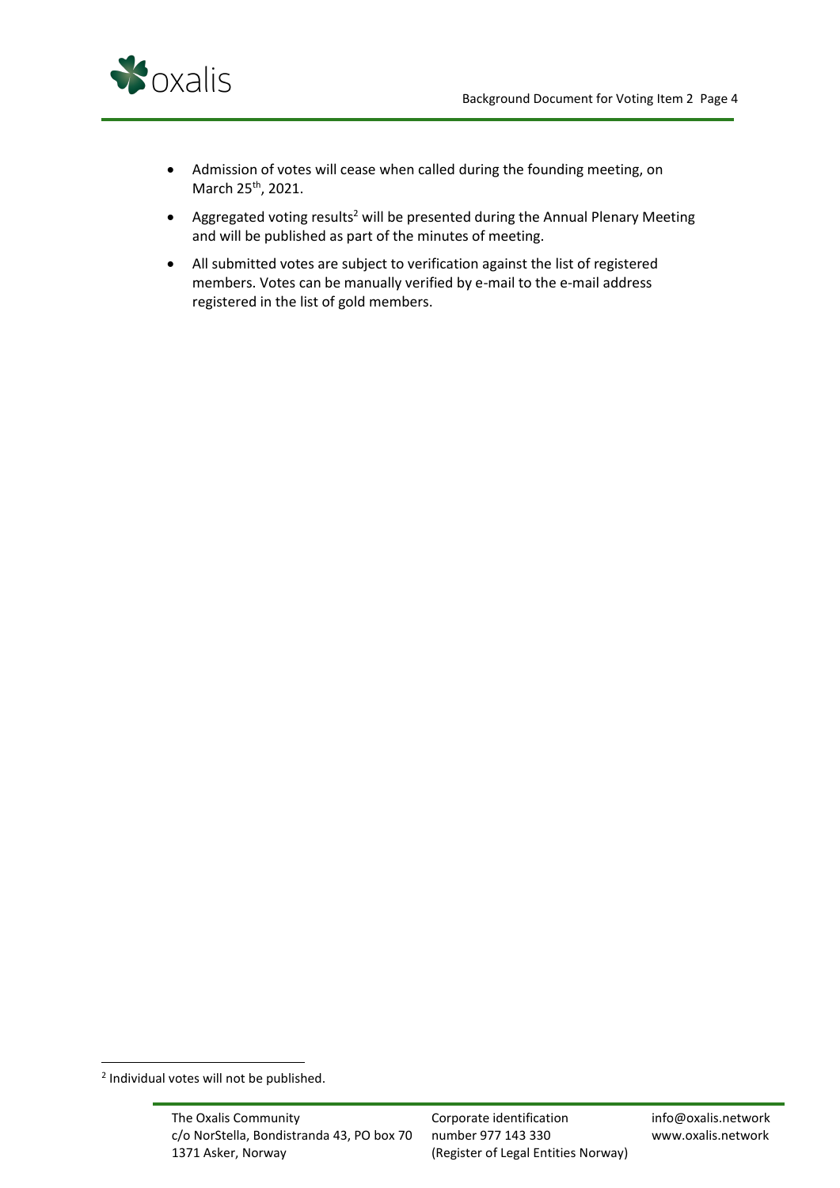- Admission of votes will cease when called during the founding meeting, on March 25th, 2021.
- Aggregated voting results[2] will be presented during the Annual Plenary Meeting and will be published as part of the minutes of meeting.
- All submitted votes are subject to verification against the list of registered members. Votes can be manually verified by e-mail to the e-mail address registered in the list of gold members.

[2] Individual votes will not be published.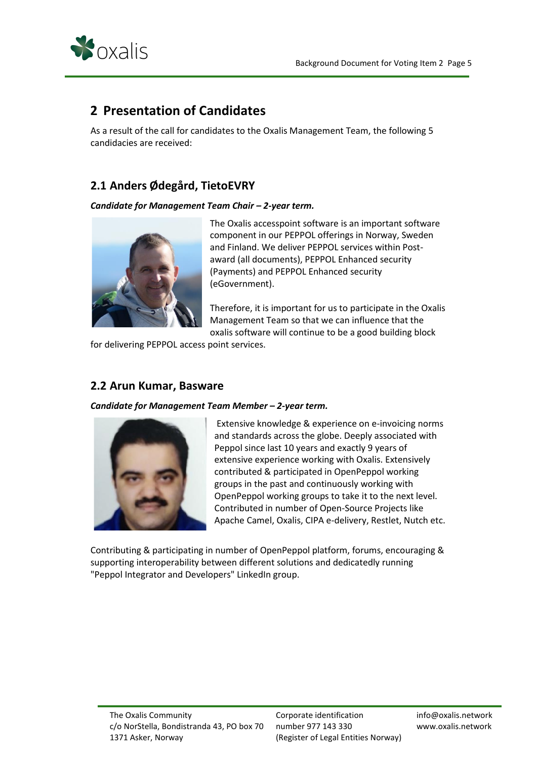## 2 Presentation of Candidates

As a result of the call for candidates to the Oxalis Management Team, the following 5 candidadies are received:

### 2.1 Anders Ødegård, TietoEVRY

***Candidate for Management Team Chair – 2-year term.***

The Oxalis accesspoint software is an important software component in our PEPPOL offerings in Norway, Sweden and Finland. We deliver PEPPOL services within Post-award (all documents), PEPPOL Enhanced security (Payments) and PEPPOL Enhanced security (eGovernment).

Therefore, it is important for us to participate in the Oxalis Management Team so that we can influence that the oxalis software will continue to be a good building block for delivering PEPPOL access point services.

### 2.2 Arun Kumar, Basware

***Candidate for Management Team Member – 2-year term.***

Extensive knowledge & experience on e-invoicing norms and standards across the globe. Deeply associated with Peppol since last 10 years and exactly 9 years of extensive experience working with Oxalis. Extensively contributed & participated in OpenPeppol working groups in the past and continuously working with OpenPeppol working groups to take it to the next level. Contributed in number of Open-Source Projects like Apache Camel, Oxalis, CIPA e-delivery, Restlet, Nutch etc.

Contributing & participating in number of OpenPeppol platform, forums, encouraging & supporting interoperability between different solutions and dedicatedly running "Peppol Integrator and Developers" LinkedIn group.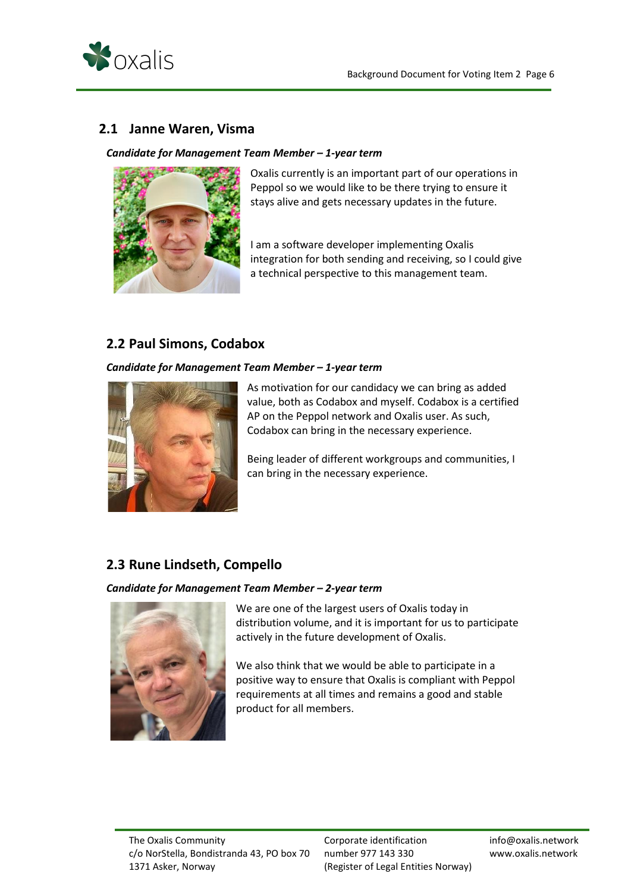## 2.1 Janne Waren, Visma

***Candidate for Management Team Member – 1-year term***

Oxalis currently is an important part of our operations in Peppol so we would like to be there trying to ensure it stays alive and gets necessary updates in the future.

I am a software developer implementing Oxalis integration for both sending and receiving, so I could give a technical perspective to this management team.

## 2.2 Paul Simons, Codabox

***Candidate for Management Team Member – 1-year term***

As motivation for our candidacy we can bring as added value, both as Codabox and myself. Codabox is a certified AP on the Peppol network and Oxalis user. As such, Codabox can bring in the necessary experience.

Being leader of different workgroups and communities, I can bring in the necessary experience.

## 2.3 Rune Lindseth, Compello

***Candidate for Management Team Member – 2-year term***

We are one of the largest users of Oxalis today in distribution volume, and it is important for us to participate actively in the future development of Oxalis.

We also think that we would be able to participate in a positive way to ensure that Oxalis is compliant with Peppol requirements at all times and remains a good and stable product for all members.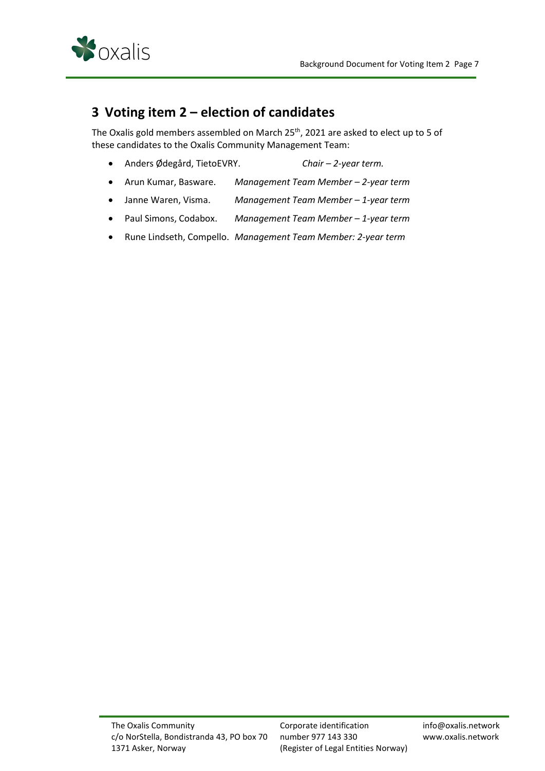## 3 Voting item 2 – election of candidates

The Oxalis gold members assembled on March 25th, 2021 are asked to elect up to 5 of these candidates to the Oxalis Community Management Team:

- Anders Ødegård, TietoEVRY. *Chair – 2-year term.*
- Arun Kumar, Basware. *Management Team Member – 2-year term*
- Janne Waren, Visma. *Management Team Member – 1-year term*
- Paul Simons, Codabox. *Management Team Member – 1-year term*
- Rune Lindseth, Compello. *Management Team Member: 2-year term*